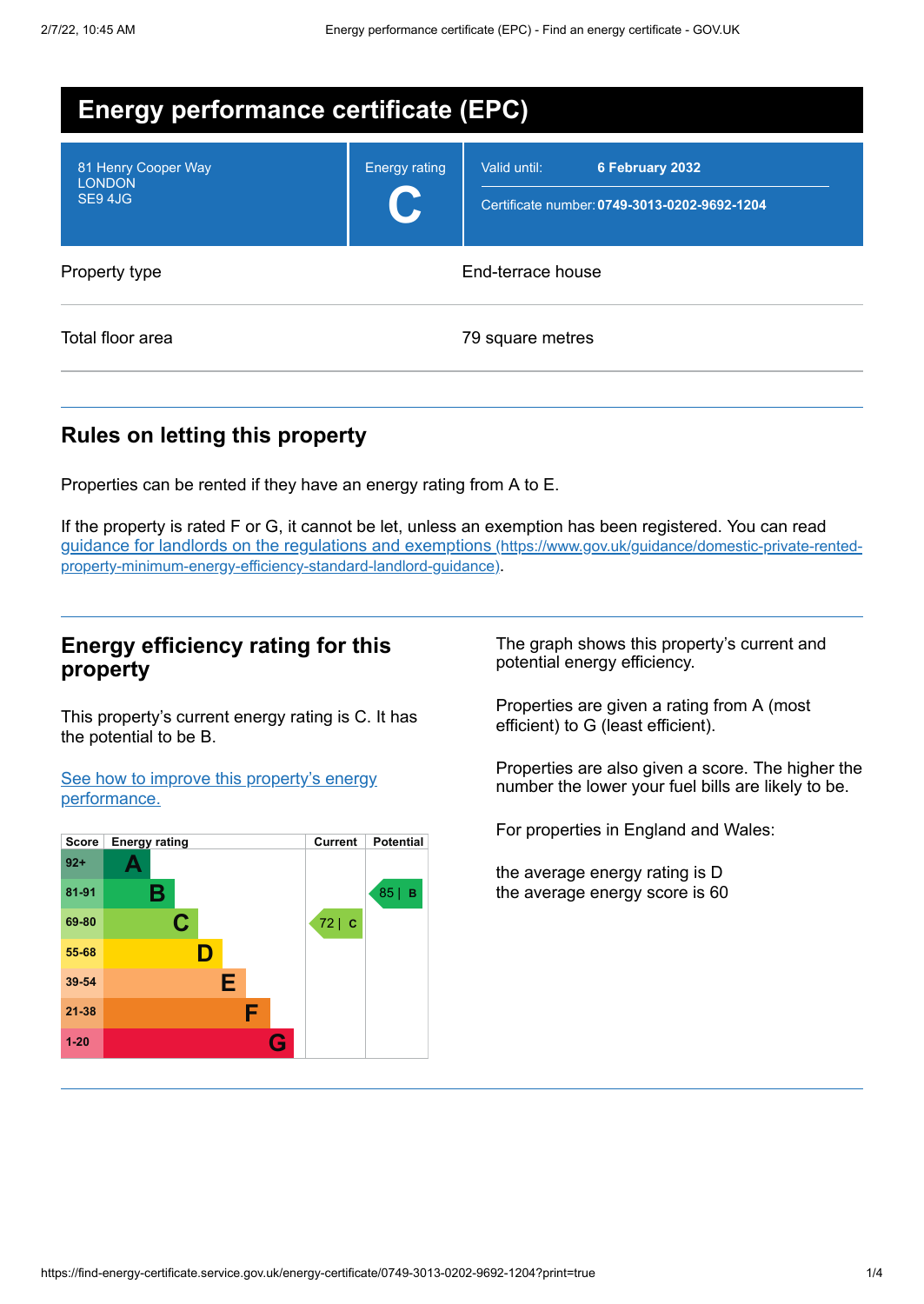# Energy performance certificate (EPC)

| | | |
|---|---|---|
| 81 Henry Cooper Way<br>LONDON<br>SE9 4JG | Energy rating<br>**C** | Valid until: **6 February 2032**<br>Certificate number: **0749-3013-0202-9692-1204** |

| | |
|---|---|
| Property type | End-terrace house |
| Total floor area | 79 square metres |

## Rules on letting this property

Properties can be rented if they have an energy rating from A to E.

If the property is rated F or G, it cannot be let, unless an exemption has been registered. You can read [guidance for landlords on the regulations and exemptions (https://www.gov.uk/guidance/domestic-private-rented-property-minimum-energy-efficiency-standard-landlord-guidance)](https://www.gov.uk/guidance/domestic-private-rented-property-minimum-energy-efficiency-standard-landlord-guidance).

## Energy efficiency rating for this property

This property's current energy rating is C. It has the potential to be B.

[See how to improve this property's energy performance.]()

| Score | Energy rating | Current | Potential |
|---|---|---|---|
| 92+ | A | | |
| 81-91 | B | | 85 \| B |
| 69-80 | C | 72 \| C | |
| 55-68 | D | | |
| 39-54 | E | | |
| 21-38 | F | | |
| 1-20 | G | | |

The graph shows this property's current and potential energy efficiency.

Properties are given a rating from A (most efficient) to G (least efficient).

Properties are also given a score. The higher the number the lower your fuel bills are likely to be.

For properties in England and Wales:

the average energy rating is D
the average energy score is 60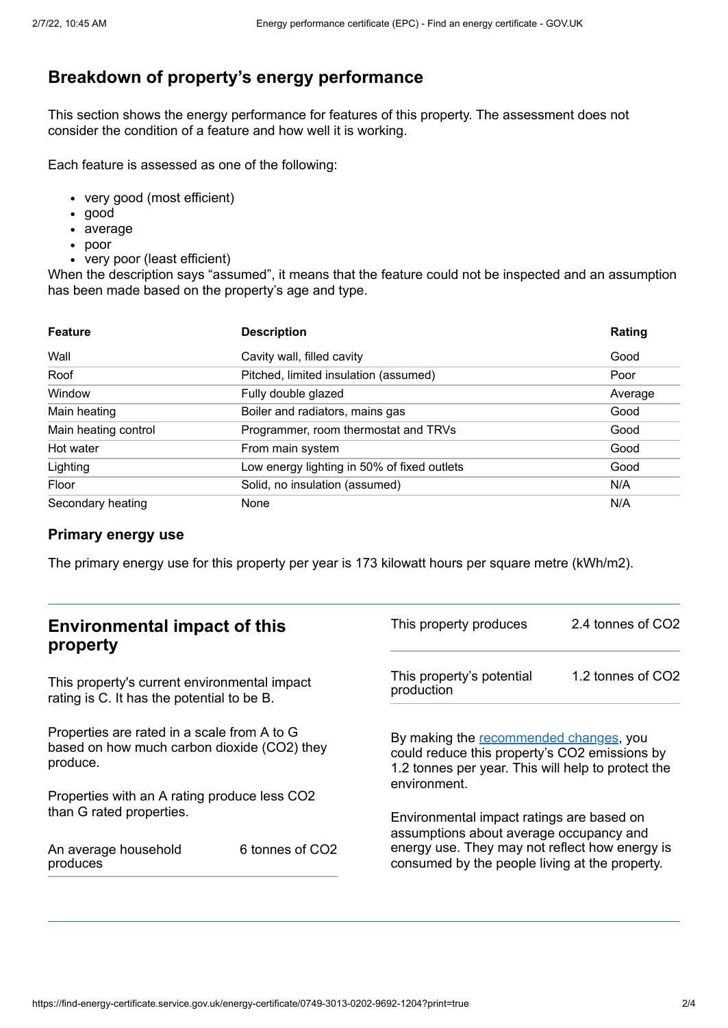## Breakdown of property's energy performance

This section shows the energy performance for features of this property. The assessment does not consider the condition of a feature and how well it is working.

Each feature is assessed as one of the following:

- very good (most efficient)
- good
- average
- poor
- very poor (least efficient)

When the description says "assumed", it means that the feature could not be inspected and an assumption has been made based on the property's age and type.

| Feature | Description | Rating |
|---|---|---|
| Wall | Cavity wall, filled cavity | Good |
| Roof | Pitched, limited insulation (assumed) | Poor |
| Window | Fully double glazed | Average |
| Main heating | Boiler and radiators, mains gas | Good |
| Main heating control | Programmer, room thermostat and TRVs | Good |
| Hot water | From main system | Good |
| Lighting | Low energy lighting in 50% of fixed outlets | Good |
| Floor | Solid, no insulation (assumed) | N/A |
| Secondary heating | None | N/A |

### Primary energy use

The primary energy use for this property per year is 173 kilowatt hours per square metre (kWh/m2).

## Environmental impact of this property

This property's current environmental impact rating is C. It has the potential to be B.

Properties are rated in a scale from A to G based on how much carbon dioxide ($CO_2$) they produce.

Properties with an A rating produce less $CO_2$ than G rated properties.

| | |
|---|---|
| An average household produces | 6 tonnes of $CO_2$ |
| This property produces | 2.4 tonnes of $CO_2$ |
| This property's potential production | 1.2 tonnes of $CO_2$ |

By making the recommended changes, you could reduce this property's $CO_2$ emissions by 1.2 tonnes per year. This will help to protect the environment.

Environmental impact ratings are based on assumptions about average occupancy and energy use. They may not reflect how energy is consumed by the people living at the property.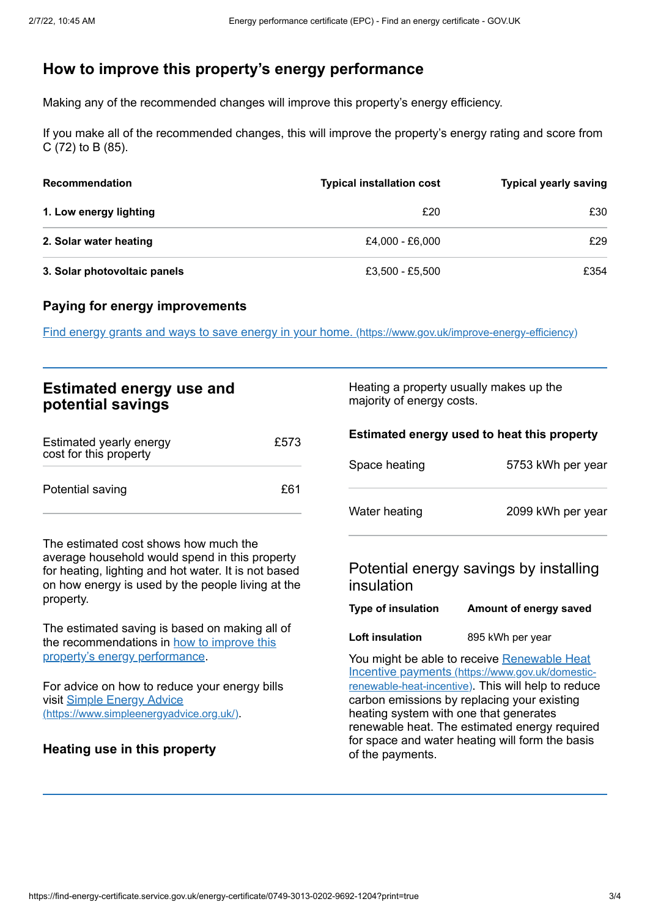## How to improve this property's energy performance

Making any of the recommended changes will improve this property's energy efficiency.

If you make all of the recommended changes, this will improve the property's energy rating and score from C (72) to B (85).

| Recommendation | Typical installation cost | Typical yearly saving |
| --- | --- | --- |
| **1. Low energy lighting** | £20 | £30 |
| **2. Solar water heating** | £4,000 - £6,000 | £29 |
| **3. Solar photovoltaic panels** | £3,500 - £5,500 | £354 |

### Paying for energy improvements

[Find energy grants and ways to save energy in your home.](https://www.gov.uk/improve-energy-efficiency) (https://www.gov.uk/improve-energy-efficiency)

## Estimated energy use and potential savings

| | |
| --- | --- |
| Estimated yearly energy cost for this property | £573 |
| Potential saving | £61 |

The estimated cost shows how much the average household would spend in this property for heating, lighting and hot water. It is not based on how energy is used by the people living at the property.

The estimated saving is based on making all of the recommendations in how to improve this property's energy performance.

For advice on how to reduce your energy bills visit [Simple Energy Advice](https://www.simpleenergyadvice.org.uk/) (https://www.simpleenergyadvice.org.uk/).

### Heating use in this property

Heating a property usually makes up the majority of energy costs.

### Estimated energy used to heat this property

| | |
| --- | --- |
| Space heating | 5753 kWh per year |
| Water heating | 2099 kWh per year |

### Potential energy savings by installing insulation

| Type of insulation | Amount of energy saved |
| --- | --- |
| **Loft insulation** | 895 kWh per year |

You might be able to receive [Renewable Heat Incentive payments](https://www.gov.uk/domestic-renewable-heat-incentive) (https://www.gov.uk/domestic-renewable-heat-incentive). This will help to reduce carbon emissions by replacing your existing heating system with one that generates renewable heat. The estimated energy required for space and water heating will form the basis of the payments.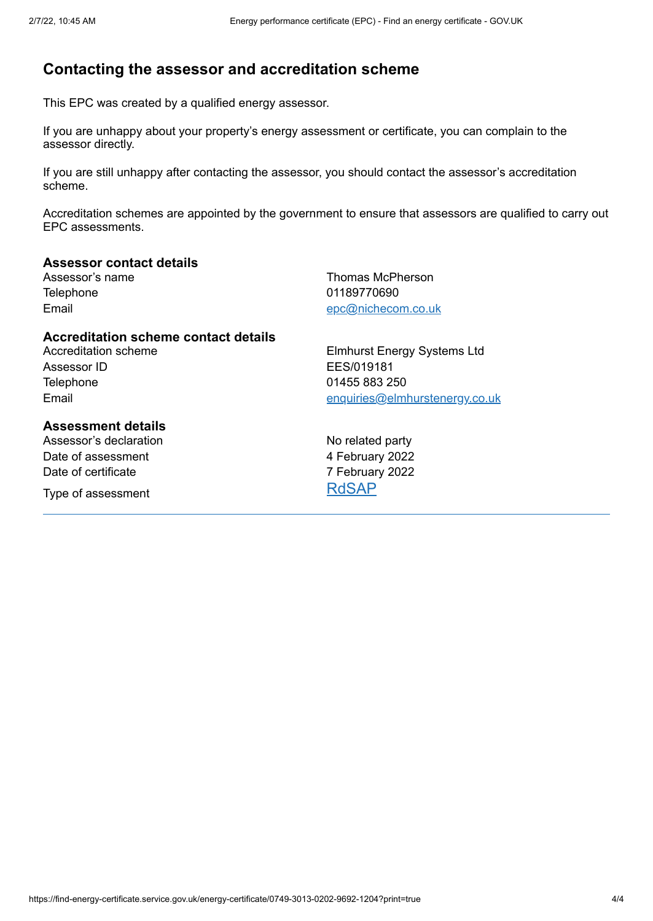## Contacting the assessor and accreditation scheme

This EPC was created by a qualified energy assessor.

If you are unhappy about your property's energy assessment or certificate, you can complain to the assessor directly.

If you are still unhappy after contacting the assessor, you should contact the assessor's accreditation scheme.

Accreditation schemes are appointed by the government to ensure that assessors are qualified to carry out EPC assessments.

### Assessor contact details

| | |
|---|---|
| Assessor's name | Thomas McPherson |
| Telephone | 01189770690 |
| Email | epc@nichecom.co.uk |

### Accreditation scheme contact details

| | |
|---|---|
| Accreditation scheme | Elmhurst Energy Systems Ltd |
| Assessor ID | EES/019181 |
| Telephone | 01455 883 250 |
| Email | enquiries@elmhurstenergy.co.uk |

### Assessment details

| | |
|---|---|
| Assessor's declaration | No related party |
| Date of assessment | 4 February 2022 |
| Date of certificate | 7 February 2022 |
| Type of assessment | RdSAP |